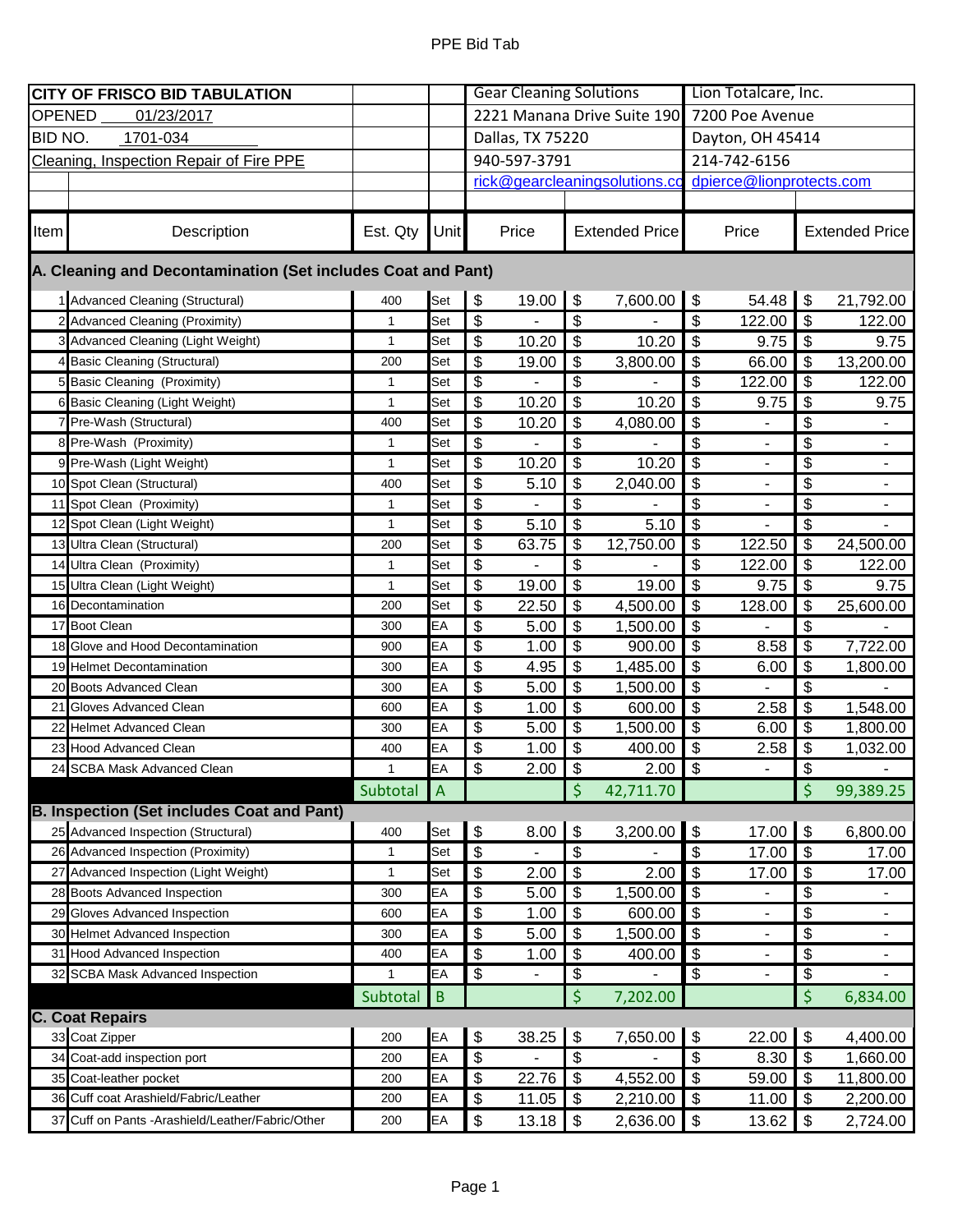| CITY OF FRISCO BID TABULATION | | | | Gear Cleaning Solutions | | Lion Totalcare, Inc. | |
|---|---|---|---|---|---|---|---|
| OPENED 01/23/2017 | | | | 2221 Manana Drive Suite 190 | | 7200 Poe Avenue | |
| BID NO. 1701-034 | | | | Dallas, TX 75220 | | Dayton, OH 45414 | |
| Cleaning, Inspection Repair of Fire PPE | | | | 940-597-3791 | | 214-742-6156 | |
| | | | | rick@gearcleaningsolutions.co | | dpierce@lionprotects.com | |
| **Item** | **Description** | **Est. Qty** | **Unit** | **Price** | **Extended Price** | **Price** | **Extended Price** |
| **A. Cleaning and Decontamination (Set includes Coat and Pant)** | | | | | | | |
| 1 | Advanced Cleaning (Structural) | 400 | Set | $ 19.00 | $ 7,600.00 | $ 54.48 | $ 21,792.00 |
| 2 | Advanced Cleaning (Proximity) | 1 | Set | $ - | $ - | $ 122.00 | $ 122.00 |
| 3 | Advanced Cleaning (Light Weight) | 1 | Set | $ 10.20 | $ 10.20 | $ 9.75 | $ 9.75 |
| 4 | Basic Cleaning (Structural) | 200 | Set | $ 19.00 | $ 3,800.00 | $ 66.00 | $ 13,200.00 |
| 5 | Basic Cleaning (Proximity) | 1 | Set | $ - | $ - | $ 122.00 | $ 122.00 |
| 6 | Basic Cleaning (Light Weight) | 1 | Set | $ 10.20 | $ 10.20 | $ 9.75 | $ 9.75 |
| 7 | Pre-Wash (Structural) | 400 | Set | $ 10.20 | $ 4,080.00 | $ - | $ - |
| 8 | Pre-Wash (Proximity) | 1 | Set | $ - | $ - | $ - | $ - |
| 9 | Pre-Wash (Light Weight) | 1 | Set | $ 10.20 | $ 10.20 | $ - | $ - |
| 10 | Spot Clean (Structural) | 400 | Set | $ 5.10 | $ 2,040.00 | $ - | $ - |
| 11 | Spot Clean (Proximity) | 1 | Set | $ - | $ - | $ - | $ - |
| 12 | Spot Clean (Light Weight) | 1 | Set | $ 5.10 | $ 5.10 | $ - | $ - |
| 13 | Ultra Clean (Structural) | 200 | Set | $ 63.75 | $ 12,750.00 | $ 122.50 | $ 24,500.00 |
| 14 | Ultra Clean (Proximity) | 1 | Set | $ - | $ - | $ 122.00 | $ 122.00 |
| 15 | Ultra Clean (Light Weight) | 1 | Set | $ 19.00 | $ 19.00 | $ 9.75 | $ 9.75 |
| 16 | Decontamination | 200 | Set | $ 22.50 | $ 4,500.00 | $ 128.00 | $ 25,600.00 |
| 17 | Boot Clean | 300 | EA | $ 5.00 | $ 1,500.00 | $ - | $ - |
| 18 | Glove and Hood Decontamination | 900 | EA | $ 1.00 | $ 900.00 | $ 8.58 | $ 7,722.00 |
| 19 | Helmet Decontamination | 300 | EA | $ 4.95 | $ 1,485.00 | $ 6.00 | $ 1,800.00 |
| 20 | Boots Advanced Clean | 300 | EA | $ 5.00 | $ 1,500.00 | $ - | $ - |
| 21 | Gloves Advanced Clean | 600 | EA | $ 1.00 | $ 600.00 | $ 2.58 | $ 1,548.00 |
| 22 | Helmet Advanced Clean | 300 | EA | $ 5.00 | $ 1,500.00 | $ 6.00 | $ 1,800.00 |
| 23 | Hood Advanced Clean | 400 | EA | $ 1.00 | $ 400.00 | $ 2.58 | $ 1,032.00 |
| 24 | SCBA Mask Advanced Clean | 1 | EA | $ 2.00 | $ 2.00 | $ - | $ - |
| | | Subtotal | A | | $ 42,711.70 | | $ 99,389.25 |
| **B. Inspection (Set includes Coat and Pant)** | | | | | | | |
| 25 | Advanced Inspection (Structural) | 400 | Set | $ 8.00 | $ 3,200.00 | $ 17.00 | $ 6,800.00 |
| 26 | Advanced Inspection (Proximity) | 1 | Set | $ - | $ - | $ 17.00 | $ 17.00 |
| 27 | Advanced Inspection (Light Weight) | 1 | Set | $ 2.00 | $ 2.00 | $ 17.00 | $ 17.00 |
| 28 | Boots Advanced Inspection | 300 | EA | $ 5.00 | $ 1,500.00 | $ - | $ - |
| 29 | Gloves Advanced Inspection | 600 | EA | $ 1.00 | $ 600.00 | $ - | $ - |
| 30 | Helmet Advanced Inspection | 300 | EA | $ 5.00 | $ 1,500.00 | $ - | $ - |
| 31 | Hood Advanced Inspection | 400 | EA | $ 1.00 | $ 400.00 | $ - | $ - |
| 32 | SCBA Mask Advanced Inspection | 1 | EA | $ - | $ - | $ - | $ - |
| | | Subtotal | B | | $ 7,202.00 | | $ 6,834.00 |
| **C. Coat Repairs** | | | | | | | |
| 33 | Coat Zipper | 200 | EA | $ 38.25 | $ 7,650.00 | $ 22.00 | $ 4,400.00 |
| 34 | Coat-add inspection port | 200 | EA | $ - | $ - | $ 8.30 | $ 1,660.00 |
| 35 | Coat-leather pocket | 200 | EA | $ 22.76 | $ 4,552.00 | $ 59.00 | $ 11,800.00 |
| 36 | Cuff coat Arashield/Fabric/Leather | 200 | EA | $ 11.05 | $ 2,210.00 | $ 11.00 | $ 2,200.00 |
| 37 | Cuff on Pants -Arashield/Leather/Fabric/Other | 200 | EA | $ 13.18 | $ 2,636.00 | $ 13.62 | $ 2,724.00 |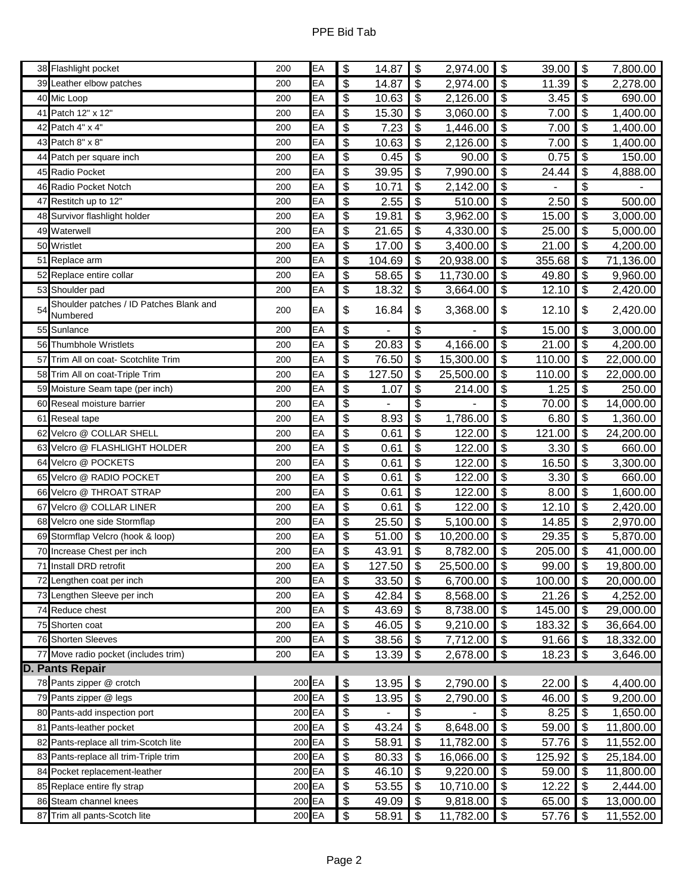| # | Item | Qty | Unit | Unit Price | Total | Unit Price | Total |
|---|---|---|---|---|---|---|---|
| 38 | Flashlight pocket | 200 | EA | $ 14.87 | $ 2,974.00 | $ 39.00 | $ 7,800.00 |
| 39 | Leather elbow patches | 200 | EA | $ 14.87 | $ 2,974.00 | $ 11.39 | $ 2,278.00 |
| 40 | Mic Loop | 200 | EA | $ 10.63 | $ 2,126.00 | $ 3.45 | $ 690.00 |
| 41 | Patch 12" x 12" | 200 | EA | $ 15.30 | $ 3,060.00 | $ 7.00 | $ 1,400.00 |
| 42 | Patch 4" x 4" | 200 | EA | $ 7.23 | $ 1,446.00 | $ 7.00 | $ 1,400.00 |
| 43 | Patch 8" x 8" | 200 | EA | $ 10.63 | $ 2,126.00 | $ 7.00 | $ 1,400.00 |
| 44 | Patch per square inch | 200 | EA | $ 0.45 | $ 90.00 | $ 0.75 | $ 150.00 |
| 45 | Radio Pocket | 200 | EA | $ 39.95 | $ 7,990.00 | $ 24.44 | $ 4,888.00 |
| 46 | Radio Pocket Notch | 200 | EA | $ 10.71 | $ 2,142.00 | $ - | $ - |
| 47 | Restitch up to 12" | 200 | EA | $ 2.55 | $ 510.00 | $ 2.50 | $ 500.00 |
| 48 | Survivor flashlight holder | 200 | EA | $ 19.81 | $ 3,962.00 | $ 15.00 | $ 3,000.00 |
| 49 | Waterwell | 200 | EA | $ 21.65 | $ 4,330.00 | $ 25.00 | $ 5,000.00 |
| 50 | Wristlet | 200 | EA | $ 17.00 | $ 3,400.00 | $ 21.00 | $ 4,200.00 |
| 51 | Replace arm | 200 | EA | $ 104.69 | $ 20,938.00 | $ 355.68 | $ 71,136.00 |
| 52 | Replace entire collar | 200 | EA | $ 58.65 | $ 11,730.00 | $ 49.80 | $ 9,960.00 |
| 53 | Shoulder pad | 200 | EA | $ 18.32 | $ 3,664.00 | $ 12.10 | $ 2,420.00 |
| 54 | Shoulder patches / ID Patches Blank and Numbered | 200 | EA | $ 16.84 | $ 3,368.00 | $ 12.10 | $ 2,420.00 |
| 55 | Sunlance | 200 | EA | $ - | $ - | $ 15.00 | $ 3,000.00 |
| 56 | Thumbhole Wristlets | 200 | EA | $ 20.83 | $ 4,166.00 | $ 21.00 | $ 4,200.00 |
| 57 | Trim All on coat- Scotchlite Trim | 200 | EA | $ 76.50 | $ 15,300.00 | $ 110.00 | $ 22,000.00 |
| 58 | Trim All on coat-Triple Trim | 200 | EA | $ 127.50 | $ 25,500.00 | $ 110.00 | $ 22,000.00 |
| 59 | Moisture Seam tape (per inch) | 200 | EA | $ 1.07 | $ 214.00 | $ 1.25 | $ 250.00 |
| 60 | Reseal moisture barrier | 200 | EA | $ - | $ - | $ 70.00 | $ 14,000.00 |
| 61 | Reseal tape | 200 | EA | $ 8.93 | $ 1,786.00 | $ 6.80 | $ 1,360.00 |
| 62 | Velcro @ COLLAR SHELL | 200 | EA | $ 0.61 | $ 122.00 | $ 121.00 | $ 24,200.00 |
| 63 | Velcro @ FLASHLIGHT HOLDER | 200 | EA | $ 0.61 | $ 122.00 | $ 3.30 | $ 660.00 |
| 64 | Velcro @ POCKETS | 200 | EA | $ 0.61 | $ 122.00 | $ 16.50 | $ 3,300.00 |
| 65 | Velcro @ RADIO POCKET | 200 | EA | $ 0.61 | $ 122.00 | $ 3.30 | $ 660.00 |
| 66 | Velcro @ THROAT STRAP | 200 | EA | $ 0.61 | $ 122.00 | $ 8.00 | $ 1,600.00 |
| 67 | Velcro @ COLLAR LINER | 200 | EA | $ 0.61 | $ 122.00 | $ 12.10 | $ 2,420.00 |
| 68 | Velcro one side Stormflap | 200 | EA | $ 25.50 | $ 5,100.00 | $ 14.85 | $ 2,970.00 |
| 69 | Stormflap Velcro (hook & loop) | 200 | EA | $ 51.00 | $ 10,200.00 | $ 29.35 | $ 5,870.00 |
| 70 | Increase Chest per inch | 200 | EA | $ 43.91 | $ 8,782.00 | $ 205.00 | $ 41,000.00 |
| 71 | Install DRD retrofit | 200 | EA | $ 127.50 | $ 25,500.00 | $ 99.00 | $ 19,800.00 |
| 72 | Lengthen coat per inch | 200 | EA | $ 33.50 | $ 6,700.00 | $ 100.00 | $ 20,000.00 |
| 73 | Lengthen Sleeve per inch | 200 | EA | $ 42.84 | $ 8,568.00 | $ 21.26 | $ 4,252.00 |
| 74 | Reduce chest | 200 | EA | $ 43.69 | $ 8,738.00 | $ 145.00 | $ 29,000.00 |
| 75 | Shorten coat | 200 | EA | $ 46.05 | $ 9,210.00 | $ 183.32 | $ 36,664.00 |
| 76 | Shorten Sleeves | 200 | EA | $ 38.56 | $ 7,712.00 | $ 91.66 | $ 18,332.00 |
| 77 | Move radio pocket (includes trim) | 200 | EA | $ 13.39 | $ 2,678.00 | $ 18.23 | $ 3,646.00 |
| **D. Pants Repair** | | | | | | | |
| 78 | Pants zipper @ crotch | 200 | EA | $ 13.95 | $ 2,790.00 | $ 22.00 | $ 4,400.00 |
| 79 | Pants zipper @ legs | 200 | EA | $ 13.95 | $ 2,790.00 | $ 46.00 | $ 9,200.00 |
| 80 | Pants-add inspection port | 200 | EA | $ - | $ - | $ 8.25 | $ 1,650.00 |
| 81 | Pants-leather pocket | 200 | EA | $ 43.24 | $ 8,648.00 | $ 59.00 | $ 11,800.00 |
| 82 | Pants-replace all trim-Scotch lite | 200 | EA | $ 58.91 | $ 11,782.00 | $ 57.76 | $ 11,552.00 |
| 83 | Pants-replace all trim-Triple trim | 200 | EA | $ 80.33 | $ 16,066.00 | $ 125.92 | $ 25,184.00 |
| 84 | Pocket replacement-leather | 200 | EA | $ 46.10 | $ 9,220.00 | $ 59.00 | $ 11,800.00 |
| 85 | Replace entire fly strap | 200 | EA | $ 53.55 | $ 10,710.00 | $ 12.22 | $ 2,444.00 |
| 86 | Steam channel knees | 200 | EA | $ 49.09 | $ 9,818.00 | $ 65.00 | $ 13,000.00 |
| 87 | Trim all pants-Scotch lite | 200 | EA | $ 58.91 | $ 11,782.00 | $ 57.76 | $ 11,552.00 |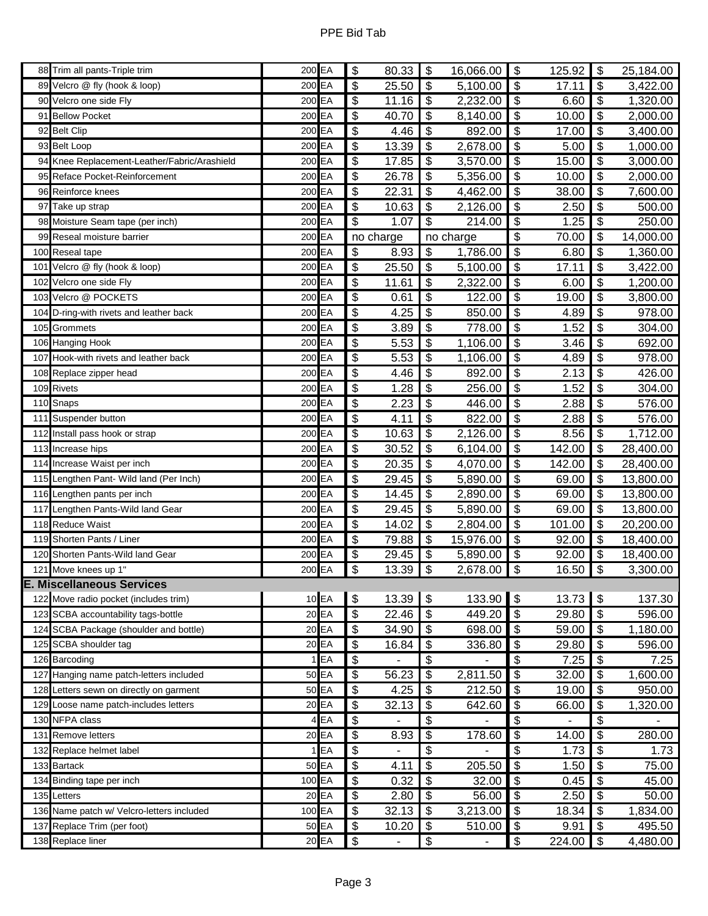| # | Item | Qty | Unit | Unit Price | Total | Unit Price | Total |
|---|---|---|---|---|---|---|---|
| 88 | Trim all pants-Triple trim | 200 | EA | $ 80.33 | $ 16,066.00 | $ 125.92 | $ 25,184.00 |
| 89 | Velcro @ fly (hook & loop) | 200 | EA | $ 25.50 | $ 5,100.00 | $ 17.11 | $ 3,422.00 |
| 90 | Velcro one side Fly | 200 | EA | $ 11.16 | $ 2,232.00 | $ 6.60 | $ 1,320.00 |
| 91 | Bellow Pocket | 200 | EA | $ 40.70 | $ 8,140.00 | $ 10.00 | $ 2,000.00 |
| 92 | Belt Clip | 200 | EA | $ 4.46 | $ 892.00 | $ 17.00 | $ 3,400.00 |
| 93 | Belt Loop | 200 | EA | $ 13.39 | $ 2,678.00 | $ 5.00 | $ 1,000.00 |
| 94 | Knee Replacement-Leather/Fabric/Arashield | 200 | EA | $ 17.85 | $ 3,570.00 | $ 15.00 | $ 3,000.00 |
| 95 | Reface Pocket-Reinforcement | 200 | EA | $ 26.78 | $ 5,356.00 | $ 10.00 | $ 2,000.00 |
| 96 | Reinforce knees | 200 | EA | $ 22.31 | $ 4,462.00 | $ 38.00 | $ 7,600.00 |
| 97 | Take up strap | 200 | EA | $ 10.63 | $ 2,126.00 | $ 2.50 | $ 500.00 |
| 98 | Moisture Seam tape (per inch) | 200 | EA | $ 1.07 | $ 214.00 | $ 1.25 | $ 250.00 |
| 99 | Reseal moisture barrier | 200 | EA | no charge | no charge | $ 70.00 | $ 14,000.00 |
| 100 | Reseal tape | 200 | EA | $ 8.93 | $ 1,786.00 | $ 6.80 | $ 1,360.00 |
| 101 | Velcro @ fly (hook & loop) | 200 | EA | $ 25.50 | $ 5,100.00 | $ 17.11 | $ 3,422.00 |
| 102 | Velcro one side Fly | 200 | EA | $ 11.61 | $ 2,322.00 | $ 6.00 | $ 1,200.00 |
| 103 | Velcro @ POCKETS | 200 | EA | $ 0.61 | $ 122.00 | $ 19.00 | $ 3,800.00 |
| 104 | D-ring-with rivets and leather back | 200 | EA | $ 4.25 | $ 850.00 | $ 4.89 | $ 978.00 |
| 105 | Grommets | 200 | EA | $ 3.89 | $ 778.00 | $ 1.52 | $ 304.00 |
| 106 | Hanging Hook | 200 | EA | $ 5.53 | $ 1,106.00 | $ 3.46 | $ 692.00 |
| 107 | Hook-with rivets and leather back | 200 | EA | $ 5.53 | $ 1,106.00 | $ 4.89 | $ 978.00 |
| 108 | Replace zipper head | 200 | EA | $ 4.46 | $ 892.00 | $ 2.13 | $ 426.00 |
| 109 | Rivets | 200 | EA | $ 1.28 | $ 256.00 | $ 1.52 | $ 304.00 |
| 110 | Snaps | 200 | EA | $ 2.23 | $ 446.00 | $ 2.88 | $ 576.00 |
| 111 | Suspender button | 200 | EA | $ 4.11 | $ 822.00 | $ 2.88 | $ 576.00 |
| 112 | Install pass hook or strap | 200 | EA | $ 10.63 | $ 2,126.00 | $ 8.56 | $ 1,712.00 |
| 113 | Increase hips | 200 | EA | $ 30.52 | $ 6,104.00 | $ 142.00 | $ 28,400.00 |
| 114 | Increase Waist per inch | 200 | EA | $ 20.35 | $ 4,070.00 | $ 142.00 | $ 28,400.00 |
| 115 | Lengthen Pant- Wild land (Per Inch) | 200 | EA | $ 29.45 | $ 5,890.00 | $ 69.00 | $ 13,800.00 |
| 116 | Lengthen pants per inch | 200 | EA | $ 14.45 | $ 2,890.00 | $ 69.00 | $ 13,800.00 |
| 117 | Lengthen Pants-Wild land Gear | 200 | EA | $ 29.45 | $ 5,890.00 | $ 69.00 | $ 13,800.00 |
| 118 | Reduce Waist | 200 | EA | $ 14.02 | $ 2,804.00 | $ 101.00 | $ 20,200.00 |
| 119 | Shorten Pants / Liner | 200 | EA | $ 79.88 | $ 15,976.00 | $ 92.00 | $ 18,400.00 |
| 120 | Shorten Pants-Wild land Gear | 200 | EA | $ 29.45 | $ 5,890.00 | $ 92.00 | $ 18,400.00 |
| 121 | Move knees up 1" | 200 | EA | $ 13.39 | $ 2,678.00 | $ 16.50 | $ 3,300.00 |
| **E. Miscellaneous Services** | | | | | | | |
| 122 | Move radio pocket (includes trim) | 10 | EA | $ 13.39 | $ 133.90 | $ 13.73 | $ 137.30 |
| 123 | SCBA accountability tags-bottle | 20 | EA | $ 22.46 | $ 449.20 | $ 29.80 | $ 596.00 |
| 124 | SCBA Package (shoulder and bottle) | 20 | EA | $ 34.90 | $ 698.00 | $ 59.00 | $ 1,180.00 |
| 125 | SCBA shoulder tag | 20 | EA | $ 16.84 | $ 336.80 | $ 29.80 | $ 596.00 |
| 126 | Barcoding | 1 | EA | $ - | $ - | $ 7.25 | $ 7.25 |
| 127 | Hanging name patch-letters included | 50 | EA | $ 56.23 | $ 2,811.50 | $ 32.00 | $ 1,600.00 |
| 128 | Letters sewn on directly on garment | 50 | EA | $ 4.25 | $ 212.50 | $ 19.00 | $ 950.00 |
| 129 | Loose name patch-includes letters | 20 | EA | $ 32.13 | $ 642.60 | $ 66.00 | $ 1,320.00 |
| 130 | NFPA class | 4 | EA | $ - | $ - | $ - | $ - |
| 131 | Remove letters | 20 | EA | $ 8.93 | $ 178.60 | $ 14.00 | $ 280.00 |
| 132 | Replace helmet label | 1 | EA | $ - | $ - | $ 1.73 | $ 1.73 |
| 133 | Bartack | 50 | EA | $ 4.11 | $ 205.50 | $ 1.50 | $ 75.00 |
| 134 | Binding tape per inch | 100 | EA | $ 0.32 | $ 32.00 | $ 0.45 | $ 45.00 |
| 135 | Letters | 20 | EA | $ 2.80 | $ 56.00 | $ 2.50 | $ 50.00 |
| 136 | Name patch w/ Velcro-letters included | 100 | EA | $ 32.13 | $ 3,213.00 | $ 18.34 | $ 1,834.00 |
| 137 | Replace Trim (per foot) | 50 | EA | $ 10.20 | $ 510.00 | $ 9.91 | $ 495.50 |
| 138 | Replace liner | 20 | EA | $ - | $ - | $ 224.00 | $ 4,480.00 |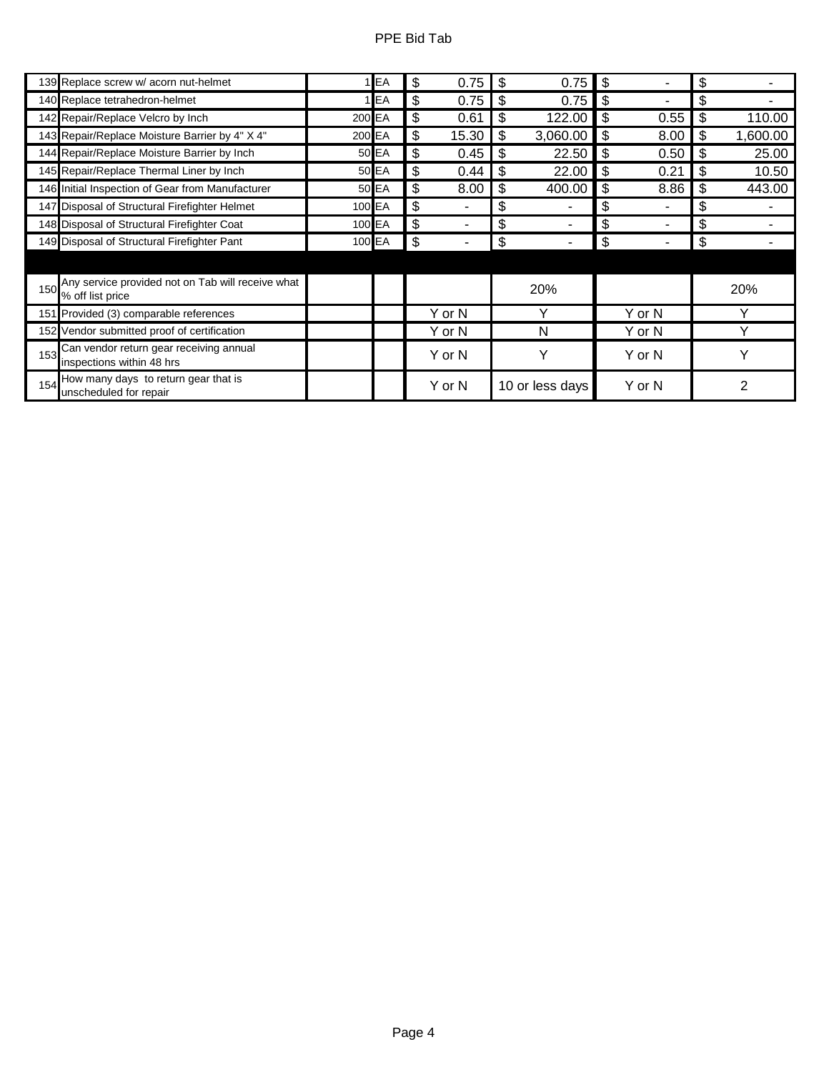| | | | | | | | |
|---|---|---|---|---|---|---|---|
| 139 | Replace screw w/ acorn nut-helmet | 1 | EA | $ 0.75 | $ 0.75 | $ - | $ - |
| 140 | Replace tetrahedron-helmet | 1 | EA | $ 0.75 | $ 0.75 | $ - | $ - |
| 142 | Repair/Replace Velcro by Inch | 200 | EA | $ 0.61 | $ 122.00 | $ 0.55 | $ 110.00 |
| 143 | Repair/Replace Moisture Barrier by 4" X 4" | 200 | EA | $ 15.30 | $ 3,060.00 | $ 8.00 | $ 1,600.00 |
| 144 | Repair/Replace Moisture Barrier by Inch | 50 | EA | $ 0.45 | $ 22.50 | $ 0.50 | $ 25.00 |
| 145 | Repair/Replace Thermal Liner by Inch | 50 | EA | $ 0.44 | $ 22.00 | $ 0.21 | $ 10.50 |
| 146 | Initial Inspection of Gear from Manufacturer | 50 | EA | $ 8.00 | $ 400.00 | $ 8.86 | $ 443.00 |
| 147 | Disposal of Structural Firefighter Helmet | 100 | EA | $ - | $ - | $ - | $ - |
| 148 | Disposal of Structural Firefighter Coat | 100 | EA | $ - | $ - | $ - | $ - |
| 149 | Disposal of Structural Firefighter Pant | 100 | EA | $ - | $ - | $ - | $ - |
| | | | | | | | |
| 150 | Any service provided not on Tab will receive what % off list price | | | | 20% | | 20% |
| 151 | Provided (3) comparable references | | | Y or N | Y | Y or N | Y |
| 152 | Vendor submitted proof of certification | | | Y or N | N | Y or N | Y |
| 153 | Can vendor return gear receiving annual inspections within 48 hrs | | | Y or N | Y | Y or N | Y |
| 154 | How many days to return gear that is unscheduled for repair | | | Y or N | 10 or less days | Y or N | 2 |